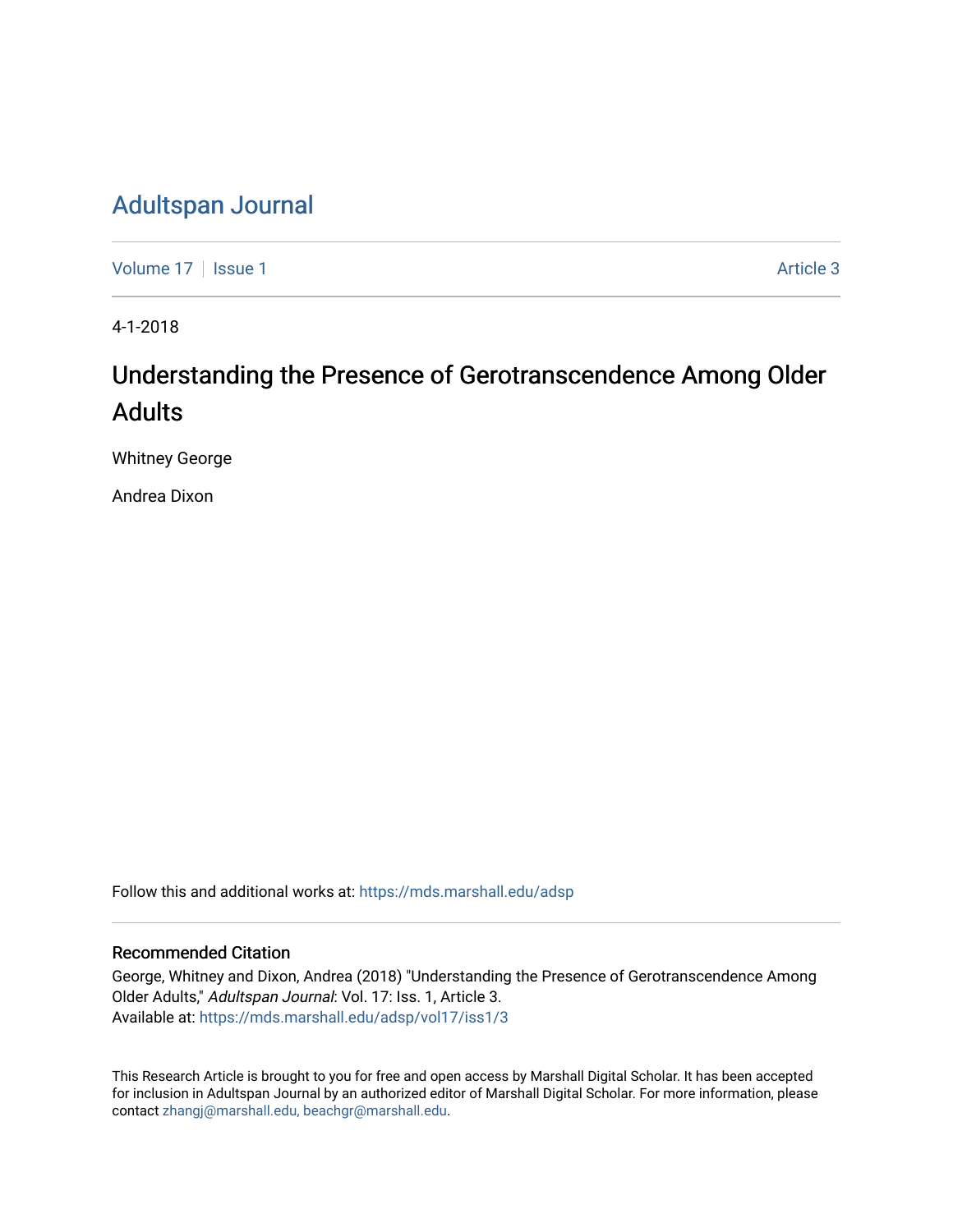# Adultspan Journal

Volume 17 | Issue 1 Article 3

4-1-2018

## Understanding the Presence of Gerotranscendence Among Older Adults

Whitney George

Andrea Dixon

Follow this and additional works at: https://mds.marshall.edu/adsp

### Recommended Citation

George, Whitney and Dixon, Andrea (2018) "Understanding the Presence of Gerotranscendence Among Older Adults," *Adultspan Journal*: Vol. 17: Iss. 1, Article 3.
Available at: https://mds.marshall.edu/adsp/vol17/iss1/3

This Research Article is brought to you for free and open access by Marshall Digital Scholar. It has been accepted for inclusion in Adultspan Journal by an authorized editor of Marshall Digital Scholar. For more information, please contact zhangj@marshall.edu, beachgr@marshall.edu.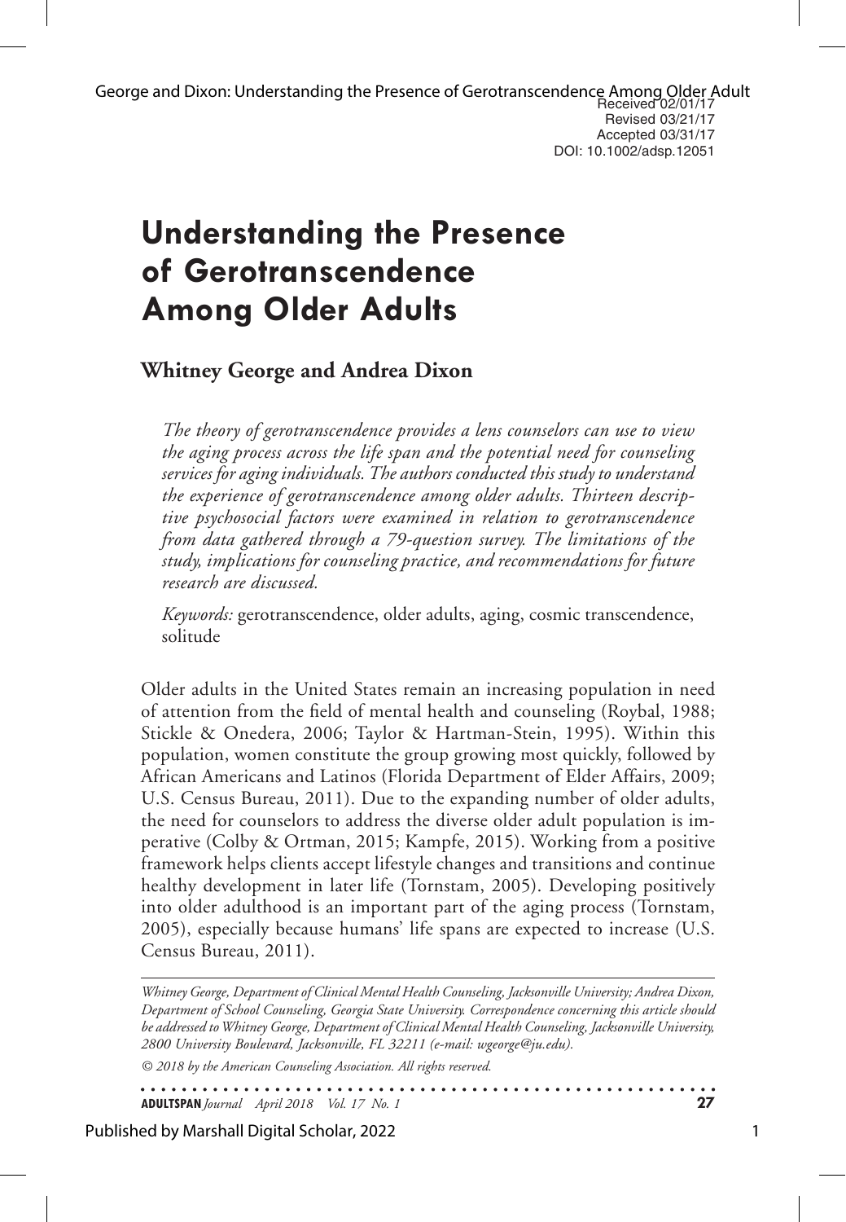Received 02/01/17
Revised 03/21/17
Accepted 03/31/17
DOI: 10.1002/adsp.12051

# Understanding the Presence of Gerotranscendence Among Older Adults

**Whitney George and Andrea Dixon**

*The theory of gerotranscendence provides a lens counselors can use to view the aging process across the life span and the potential need for counseling services for aging individuals. The authors conducted this study to understand the experience of gerotranscendence among older adults. Thirteen descriptive psychosocial factors were examined in relation to gerotranscendence from data gathered through a 79-question survey. The limitations of the study, implications for counseling practice, and recommendations for future research are discussed.*

*Keywords:* gerotranscendence, older adults, aging, cosmic transcendence, solitude

Older adults in the United States remain an increasing population in need of attention from the field of mental health and counseling (Roybal, 1988; Stickle & Onedera, 2006; Taylor & Hartman-Stein, 1995). Within this population, women constitute the group growing most quickly, followed by African Americans and Latinos (Florida Department of Elder Affairs, 2009; U.S. Census Bureau, 2011). Due to the expanding number of older adults, the need for counselors to address the diverse older adult population is imperative (Colby & Ortman, 2015; Kampfe, 2015). Working from a positive framework helps clients accept lifestyle changes and transitions and continue healthy development in later life (Tornstam, 2005). Developing positively into older adulthood is an important part of the aging process (Tornstam, 2005), especially because humans' life spans are expected to increase (U.S. Census Bureau, 2011).

*Whitney George, Department of Clinical Mental Health Counseling, Jacksonville University; Andrea Dixon, Department of School Counseling, Georgia State University. Correspondence concerning this article should be addressed to Whitney George, Department of Clinical Mental Health Counseling, Jacksonville University, 2800 University Boulevard, Jacksonville, FL 32211 (e-mail: wgeorge@ju.edu).*

*© 2018 by the American Counseling Association. All rights reserved.*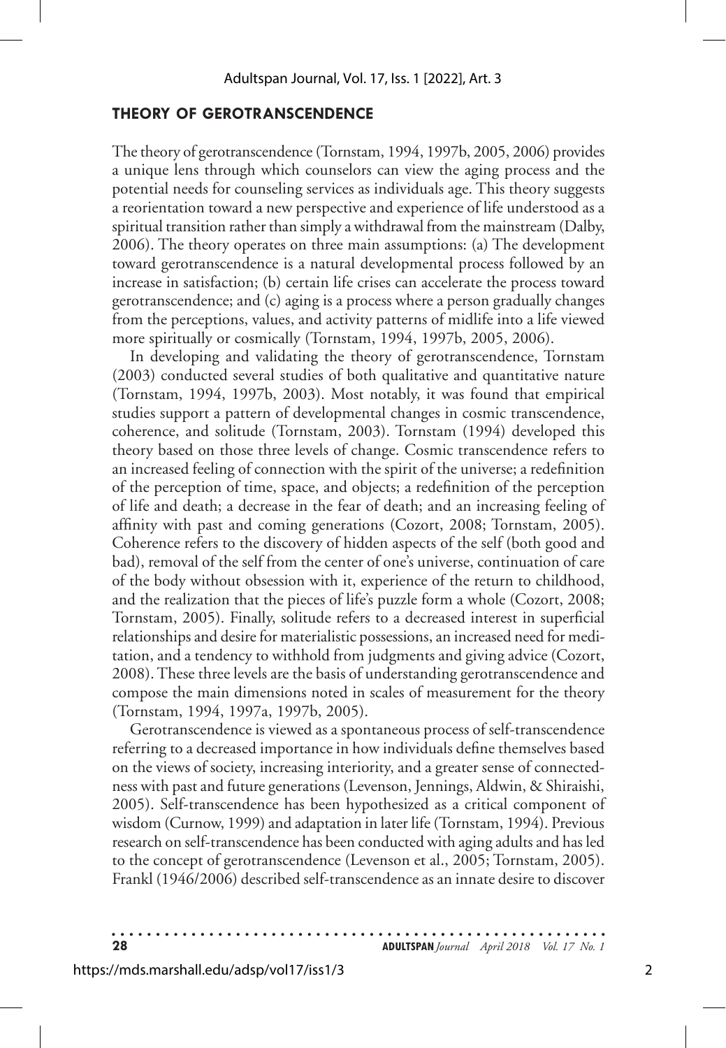## THEORY OF GEROTRANSCENDENCE

The theory of gerotranscendence (Tornstam, 1994, 1997b, 2005, 2006) provides a unique lens through which counselors can view the aging process and the potential needs for counseling services as individuals age. This theory suggests a reorientation toward a new perspective and experience of life understood as a spiritual transition rather than simply a withdrawal from the mainstream (Dalby, 2006). The theory operates on three main assumptions: (a) The development toward gerotranscendence is a natural developmental process followed by an increase in satisfaction; (b) certain life crises can accelerate the process toward gerotranscendence; and (c) aging is a process where a person gradually changes from the perceptions, values, and activity patterns of midlife into a life viewed more spiritually or cosmically (Tornstam, 1994, 1997b, 2005, 2006).

In developing and validating the theory of gerotranscendence, Tornstam (2003) conducted several studies of both qualitative and quantitative nature (Tornstam, 1994, 1997b, 2003). Most notably, it was found that empirical studies support a pattern of developmental changes in cosmic transcendence, coherence, and solitude (Tornstam, 2003). Tornstam (1994) developed this theory based on those three levels of change. Cosmic transcendence refers to an increased feeling of connection with the spirit of the universe; a redefinition of the perception of time, space, and objects; a redefinition of the perception of life and death; a decrease in the fear of death; and an increasing feeling of affinity with past and coming generations (Cozort, 2008; Tornstam, 2005). Coherence refers to the discovery of hidden aspects of the self (both good and bad), removal of the self from the center of one's universe, continuation of care of the body without obsession with it, experience of the return to childhood, and the realization that the pieces of life's puzzle form a whole (Cozort, 2008; Tornstam, 2005). Finally, solitude refers to a decreased interest in superficial relationships and desire for materialistic possessions, an increased need for meditation, and a tendency to withhold from judgments and giving advice (Cozort, 2008). These three levels are the basis of understanding gerotranscendence and compose the main dimensions noted in scales of measurement for the theory (Tornstam, 1994, 1997a, 1997b, 2005).

Gerotranscendence is viewed as a spontaneous process of self-transcendence referring to a decreased importance in how individuals define themselves based on the views of society, increasing interiority, and a greater sense of connectedness with past and future generations (Levenson, Jennings, Aldwin, & Shiraishi, 2005). Self-transcendence has been hypothesized as a critical component of wisdom (Curnow, 1999) and adaptation in later life (Tornstam, 1994). Previous research on self-transcendence has been conducted with aging adults and has led to the concept of gerotranscendence (Levenson et al., 2005; Tornstam, 2005). Frankl (1946/2006) described self-transcendence as an innate desire to discover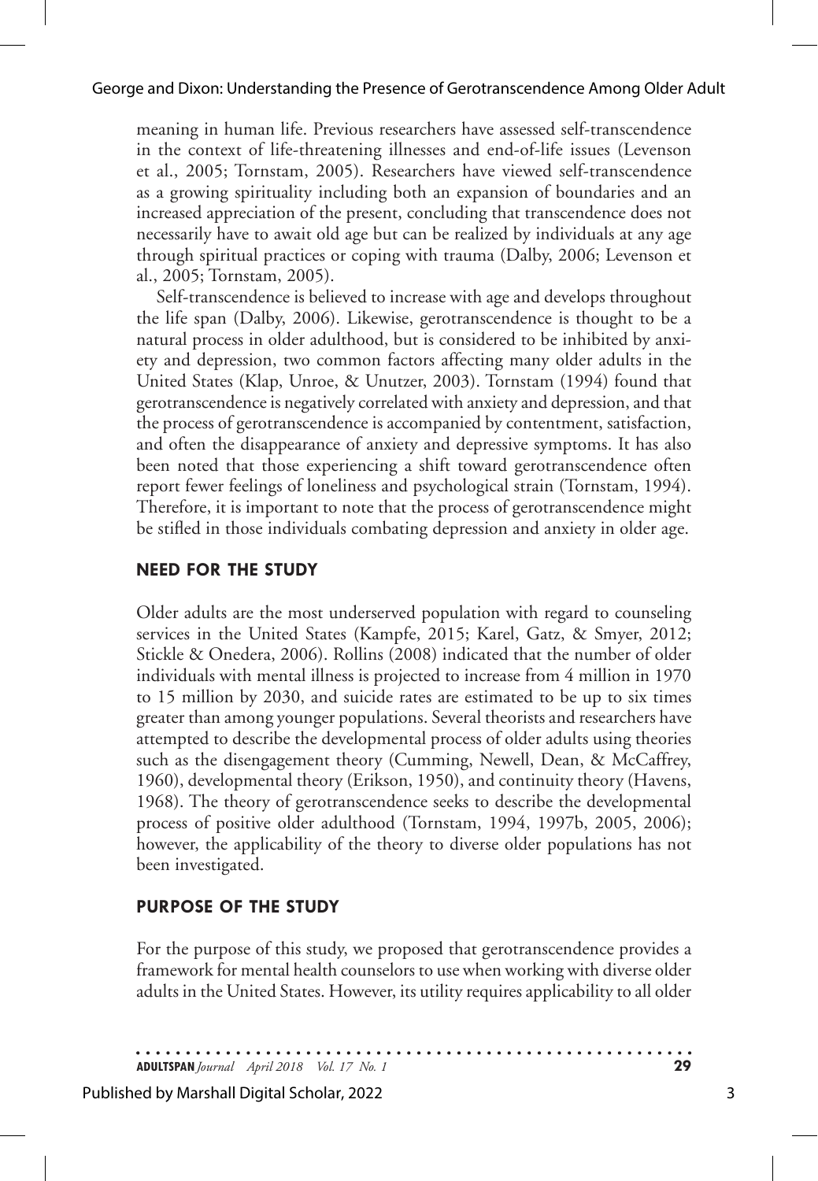meaning in human life. Previous researchers have assessed self-transcendence in the context of life-threatening illnesses and end-of-life issues (Levenson et al., 2005; Tornstam, 2005). Researchers have viewed self-transcendence as a growing spirituality including both an expansion of boundaries and an increased appreciation of the present, concluding that transcendence does not necessarily have to await old age but can be realized by individuals at any age through spiritual practices or coping with trauma (Dalby, 2006; Levenson et al., 2005; Tornstam, 2005).

Self-transcendence is believed to increase with age and develops throughout the life span (Dalby, 2006). Likewise, gerotranscendence is thought to be a natural process in older adulthood, but is considered to be inhibited by anxiety and depression, two common factors affecting many older adults in the United States (Klap, Unroe, & Unutzer, 2003). Tornstam (1994) found that gerotranscendence is negatively correlated with anxiety and depression, and that the process of gerotranscendence is accompanied by contentment, satisfaction, and often the disappearance of anxiety and depressive symptoms. It has also been noted that those experiencing a shift toward gerotranscendence often report fewer feelings of loneliness and psychological strain (Tornstam, 1994). Therefore, it is important to note that the process of gerotranscendence might be stifled in those individuals combating depression and anxiety in older age.

## NEED FOR THE STUDY

Older adults are the most underserved population with regard to counseling services in the United States (Kampfe, 2015; Karel, Gatz, & Smyer, 2012; Stickle & Onedera, 2006). Rollins (2008) indicated that the number of older individuals with mental illness is projected to increase from 4 million in 1970 to 15 million by 2030, and suicide rates are estimated to be up to six times greater than among younger populations. Several theorists and researchers have attempted to describe the developmental process of older adults using theories such as the disengagement theory (Cumming, Newell, Dean, & McCaffrey, 1960), developmental theory (Erikson, 1950), and continuity theory (Havens, 1968). The theory of gerotranscendence seeks to describe the developmental process of positive older adulthood (Tornstam, 1994, 1997b, 2005, 2006); however, the applicability of the theory to diverse older populations has not been investigated.

## PURPOSE OF THE STUDY

For the purpose of this study, we proposed that gerotranscendence provides a framework for mental health counselors to use when working with diverse older adults in the United States. However, its utility requires applicability to all older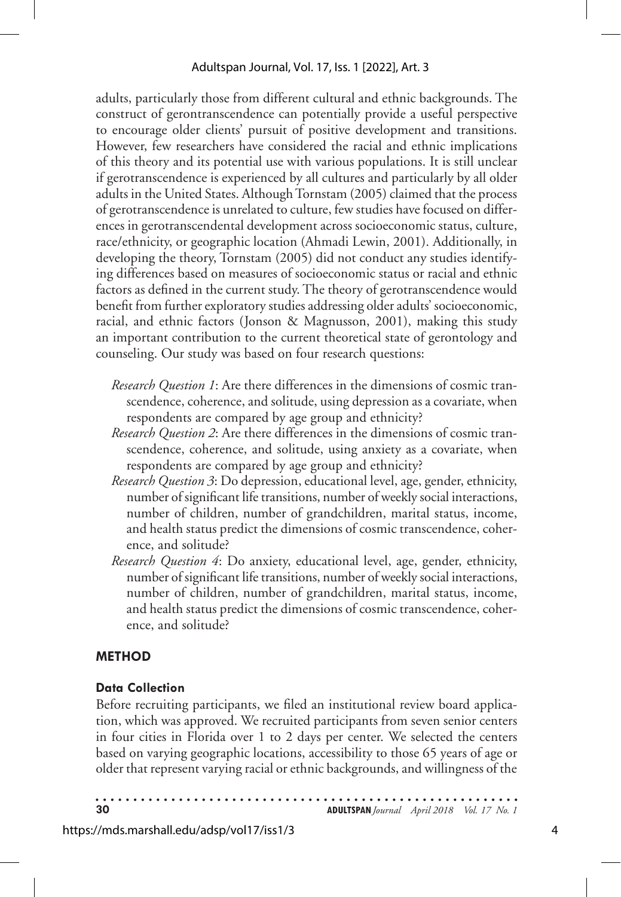adults, particularly those from different cultural and ethnic backgrounds. The construct of gerontranscendence can potentially provide a useful perspective to encourage older clients' pursuit of positive development and transitions. However, few researchers have considered the racial and ethnic implications of this theory and its potential use with various populations. It is still unclear if gerotranscendence is experienced by all cultures and particularly by all older adults in the United States. Although Tornstam (2005) claimed that the process of gerotranscendence is unrelated to culture, few studies have focused on differences in gerotranscendental development across socioeconomic status, culture, race/ethnicity, or geographic location (Ahmadi Lewin, 2001). Additionally, in developing the theory, Tornstam (2005) did not conduct any studies identifying differences based on measures of socioeconomic status or racial and ethnic factors as defined in the current study. The theory of gerotranscendence would benefit from further exploratory studies addressing older adults' socioeconomic, racial, and ethnic factors (Jonson & Magnusson, 2001), making this study an important contribution to the current theoretical state of gerontology and counseling. Our study was based on four research questions:

- *Research Question 1*: Are there differences in the dimensions of cosmic transcendence, coherence, and solitude, using depression as a covariate, when respondents are compared by age group and ethnicity?
- *Research Question 2*: Are there differences in the dimensions of cosmic transcendence, coherence, and solitude, using anxiety as a covariate, when respondents are compared by age group and ethnicity?
- *Research Question 3*: Do depression, educational level, age, gender, ethnicity, number of significant life transitions, number of weekly social interactions, number of children, number of grandchildren, marital status, income, and health status predict the dimensions of cosmic transcendence, coherence, and solitude?
- *Research Question 4*: Do anxiety, educational level, age, gender, ethnicity, number of significant life transitions, number of weekly social interactions, number of children, number of grandchildren, marital status, income, and health status predict the dimensions of cosmic transcendence, coherence, and solitude?

## METHOD

### Data Collection

Before recruiting participants, we filed an institutional review board application, which was approved. We recruited participants from seven senior centers in four cities in Florida over 1 to 2 days per center. We selected the centers based on varying geographic locations, accessibility to those 65 years of age or older that represent varying racial or ethnic backgrounds, and willingness of the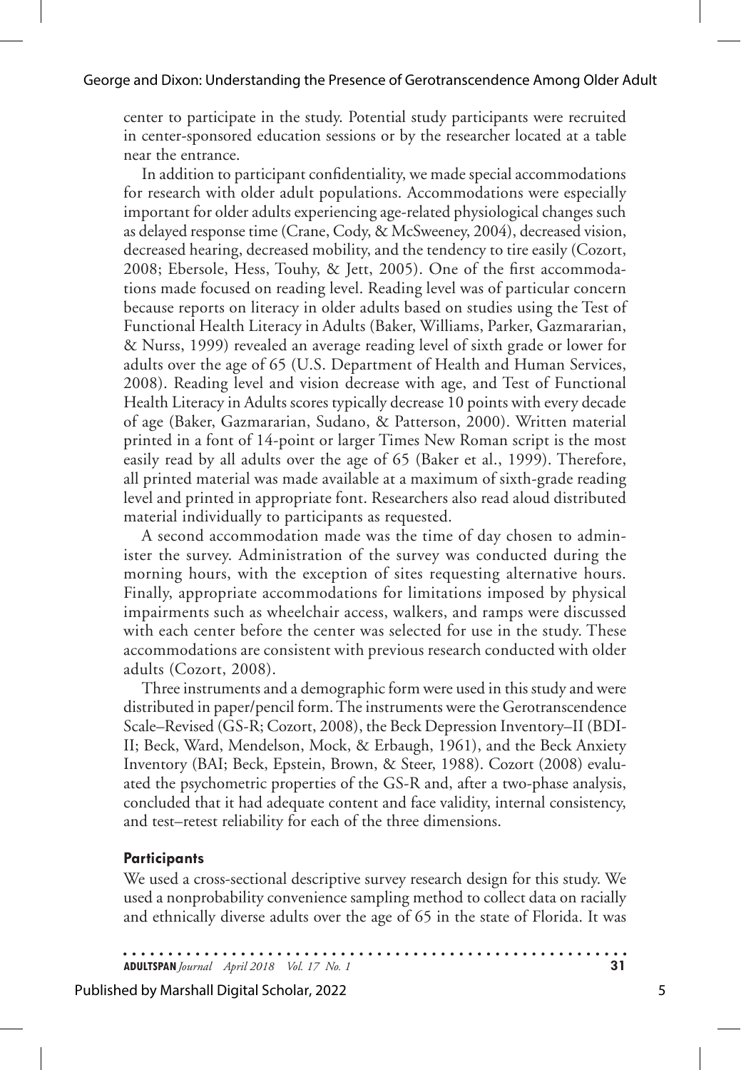center to participate in the study. Potential study participants were recruited in center-sponsored education sessions or by the researcher located at a table near the entrance.

In addition to participant confidentiality, we made special accommodations for research with older adult populations. Accommodations were especially important for older adults experiencing age-related physiological changes such as delayed response time (Crane, Cody, & McSweeney, 2004), decreased vision, decreased hearing, decreased mobility, and the tendency to tire easily (Cozort, 2008; Ebersole, Hess, Touhy, & Jett, 2005). One of the first accommodations made focused on reading level. Reading level was of particular concern because reports on literacy in older adults based on studies using the Test of Functional Health Literacy in Adults (Baker, Williams, Parker, Gazmararian, & Nurss, 1999) revealed an average reading level of sixth grade or lower for adults over the age of 65 (U.S. Department of Health and Human Services, 2008). Reading level and vision decrease with age, and Test of Functional Health Literacy in Adults scores typically decrease 10 points with every decade of age (Baker, Gazmararian, Sudano, & Patterson, 2000). Written material printed in a font of 14-point or larger Times New Roman script is the most easily read by all adults over the age of 65 (Baker et al., 1999). Therefore, all printed material was made available at a maximum of sixth-grade reading level and printed in appropriate font. Researchers also read aloud distributed material individually to participants as requested.

A second accommodation made was the time of day chosen to administer the survey. Administration of the survey was conducted during the morning hours, with the exception of sites requesting alternative hours. Finally, appropriate accommodations for limitations imposed by physical impairments such as wheelchair access, walkers, and ramps were discussed with each center before the center was selected for use in the study. These accommodations are consistent with previous research conducted with older adults (Cozort, 2008).

Three instruments and a demographic form were used in this study and were distributed in paper/pencil form. The instruments were the Gerotranscendence Scale–Revised (GS-R; Cozort, 2008), the Beck Depression Inventory–II (BDI-II; Beck, Ward, Mendelson, Mock, & Erbaugh, 1961), and the Beck Anxiety Inventory (BAI; Beck, Epstein, Brown, & Steer, 1988). Cozort (2008) evaluated the psychometric properties of the GS-R and, after a two-phase analysis, concluded that it had adequate content and face validity, internal consistency, and test–retest reliability for each of the three dimensions.

### Participants

We used a cross-sectional descriptive survey research design for this study. We used a nonprobability convenience sampling method to collect data on racially and ethnically diverse adults over the age of 65 in the state of Florida. It was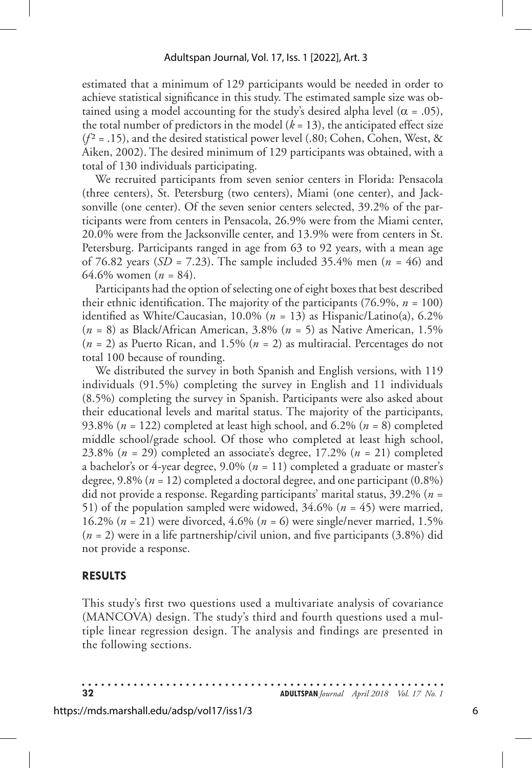estimated that a minimum of 129 participants would be needed in order to achieve statistical significance in this study. The estimated sample size was obtained using a model accounting for the study's desired alpha level ($\alpha$ = .05), the total number of predictors in the model ($k$ = 13), the anticipated effect size ($f^2$ = .15), and the desired statistical power level (.80; Cohen, Cohen, West, & Aiken, 2002). The desired minimum of 129 participants was obtained, with a total of 130 individuals participating.

We recruited participants from seven senior centers in Florida: Pensacola (three centers), St. Petersburg (two centers), Miami (one center), and Jacksonville (one center). Of the seven senior centers selected, 39.2% of the participants were from centers in Pensacola, 26.9% were from the Miami center, 20.0% were from the Jacksonville center, and 13.9% were from centers in St. Petersburg. Participants ranged in age from 63 to 92 years, with a mean age of 76.82 years ($SD$ = 7.23). The sample included 35.4% men ($n$ = 46) and 64.6% women ($n$ = 84).

Participants had the option of selecting one of eight boxes that best described their ethnic identification. The majority of the participants (76.9%, $n$ = 100) identified as White/Caucasian, 10.0% ($n$ = 13) as Hispanic/Latino(a), 6.2% ($n$ = 8) as Black/African American, 3.8% ($n$ = 5) as Native American, 1.5% ($n$ = 2) as Puerto Rican, and 1.5% ($n$ = 2) as multiracial. Percentages do not total 100 because of rounding.

We distributed the survey in both Spanish and English versions, with 119 individuals (91.5%) completing the survey in English and 11 individuals (8.5%) completing the survey in Spanish. Participants were also asked about their educational levels and marital status. The majority of the participants, 93.8% ($n$ = 122) completed at least high school, and 6.2% ($n$ = 8) completed middle school/grade school. Of those who completed at least high school, 23.8% ($n$ = 29) completed an associate's degree, 17.2% ($n$ = 21) completed a bachelor's or 4-year degree, 9.0% ($n$ = 11) completed a graduate or master's degree, 9.8% ($n$ = 12) completed a doctoral degree, and one participant (0.8%) did not provide a response. Regarding participants' marital status, 39.2% ($n$ = 51) of the population sampled were widowed, 34.6% ($n$ = 45) were married, 16.2% ($n$ = 21) were divorced, 4.6% ($n$ = 6) were single/never married, 1.5% ($n$ = 2) were in a life partnership/civil union, and five participants (3.8%) did not provide a response.

## RESULTS

This study's first two questions used a multivariate analysis of covariance (MANCOVA) design. The study's third and fourth questions used a multiple linear regression design. The analysis and findings are presented in the following sections.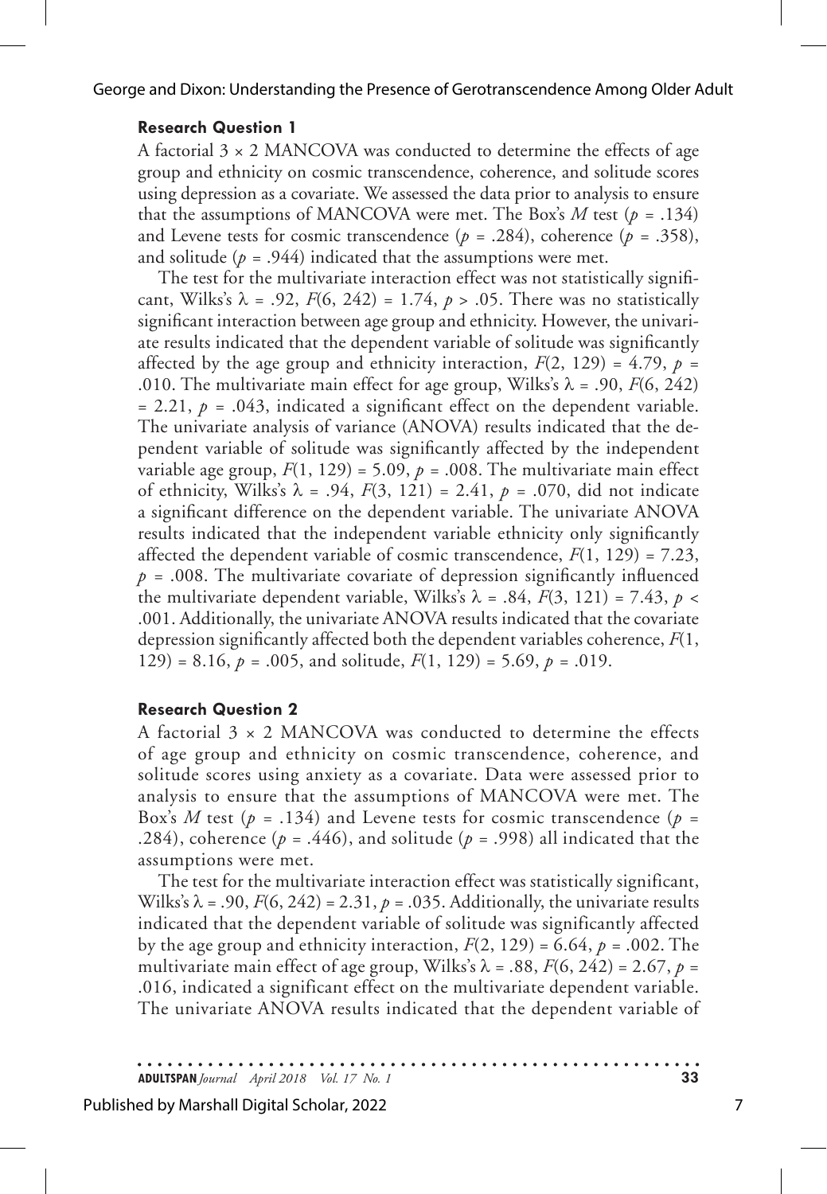#### Research Question 1

A factorial 3 × 2 MANCOVA was conducted to determine the effects of age group and ethnicity on cosmic transcendence, coherence, and solitude scores using depression as a covariate. We assessed the data prior to analysis to ensure that the assumptions of MANCOVA were met. The Box's $M$ test ($p$ = .134) and Levene tests for cosmic transcendence ($p$ = .284), coherence ($p$ = .358), and solitude ($p$ = .944) indicated that the assumptions were met.

The test for the multivariate interaction effect was not statistically significant, Wilks's $\lambda$ = .92, $F(6, 242)$ = 1.74, $p$ > .05. There was no statistically significant interaction between age group and ethnicity. However, the univariate results indicated that the dependent variable of solitude was significantly affected by the age group and ethnicity interaction, $F(2, 129)$ = 4.79, $p$ = .010. The multivariate main effect for age group, Wilks's $\lambda$ = .90, $F(6, 242)$ = 2.21, $p$ = .043, indicated a significant effect on the dependent variable. The univariate analysis of variance (ANOVA) results indicated that the dependent variable of solitude was significantly affected by the independent variable age group, $F(1, 129)$ = 5.09, $p$ = .008. The multivariate main effect of ethnicity, Wilks's $\lambda$ = .94, $F(3, 121)$ = 2.41, $p$ = .070, did not indicate a significant difference on the dependent variable. The univariate ANOVA results indicated that the independent variable ethnicity only significantly affected the dependent variable of cosmic transcendence, $F(1, 129)$ = 7.23, $p$ = .008. The multivariate covariate of depression significantly influenced the multivariate dependent variable, Wilks's $\lambda$ = .84, $F(3, 121)$ = 7.43, $p$ < .001. Additionally, the univariate ANOVA results indicated that the covariate depression significantly affected both the dependent variables coherence, $F(1, 129)$ = 8.16, $p$ = .005, and solitude, $F(1, 129)$ = 5.69, $p$ = .019.

#### Research Question 2

A factorial 3 × 2 MANCOVA was conducted to determine the effects of age group and ethnicity on cosmic transcendence, coherence, and solitude scores using anxiety as a covariate. Data were assessed prior to analysis to ensure that the assumptions of MANCOVA were met. The Box's $M$ test ($p$ = .134) and Levene tests for cosmic transcendence ($p$ = .284), coherence ($p$ = .446), and solitude ($p$ = .998) all indicated that the assumptions were met.

The test for the multivariate interaction effect was statistically significant, Wilks's $\lambda$ = .90, $F(6, 242)$ = 2.31, $p$ = .035. Additionally, the univariate results indicated that the dependent variable of solitude was significantly affected by the age group and ethnicity interaction, $F(2, 129)$ = 6.64, $p$ = .002. The multivariate main effect of age group, Wilks's $\lambda$ = .88, $F(6, 242)$ = 2.67, $p$ = .016, indicated a significant effect on the multivariate dependent variable. The univariate ANOVA results indicated that the dependent variable of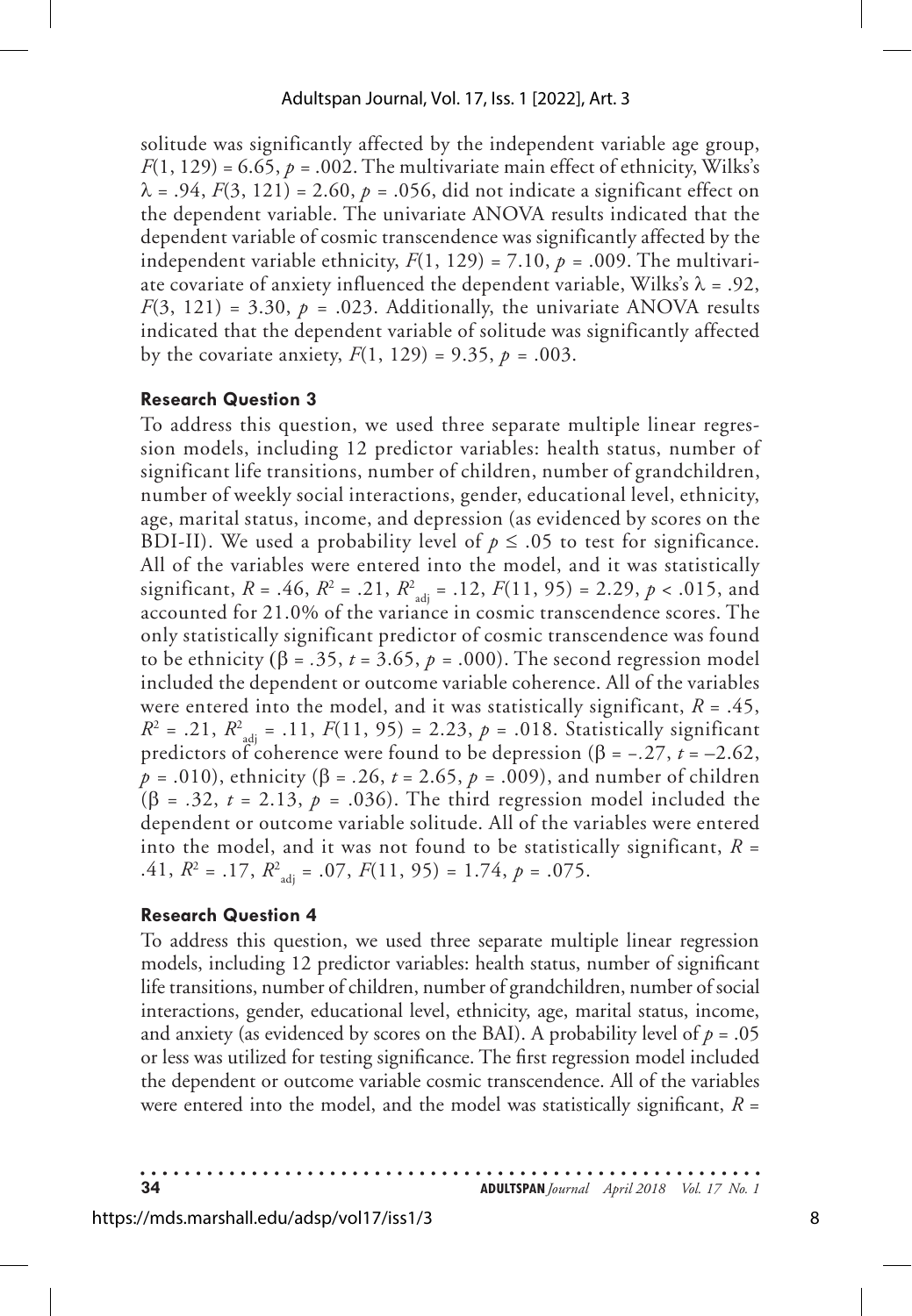solitude was significantly affected by the independent variable age group, $F(1, 129) = 6.65$, $p = .002$. The multivariate main effect of ethnicity, Wilks's $\lambda = .94$, $F(3, 121) = 2.60$, $p = .056$, did not indicate a significant effect on the dependent variable. The univariate ANOVA results indicated that the dependent variable of cosmic transcendence was significantly affected by the independent variable ethnicity, $F(1, 129) = 7.10$, $p = .009$. The multivariate covariate of anxiety influenced the dependent variable, Wilks's $\lambda = .92$, $F(3, 121) = 3.30$, $p = .023$. Additionally, the univariate ANOVA results indicated that the dependent variable of solitude was significantly affected by the covariate anxiety, $F(1, 129) = 9.35$, $p = .003$.

#### Research Question 3

To address this question, we used three separate multiple linear regression models, including 12 predictor variables: health status, number of significant life transitions, number of children, number of grandchildren, number of weekly social interactions, gender, educational level, ethnicity, age, marital status, income, and depression (as evidenced by scores on the BDI-II). We used a probability level of $p \leq .05$ to test for significance. All of the variables were entered into the model, and it was statistically significant, $R = .46$, $R^2 = .21$, $R^2_{\text{adj}} = .12$, $F(11, 95) = 2.29$, $p < .015$, and accounted for 21.0% of the variance in cosmic transcendence scores. The only statistically significant predictor of cosmic transcendence was found to be ethnicity ($\beta = .35$, $t = 3.65$, $p = .000$). The second regression model included the dependent or outcome variable coherence. All of the variables were entered into the model, and it was statistically significant, $R = .45$, $R^2 = .21$, $R^2_{\text{adj}} = .11$, $F(11, 95) = 2.23$, $p = .018$. Statistically significant predictors of coherence were found to be depression ($\beta = -.27$, $t = -2.62$, $p = .010$), ethnicity ($\beta = .26$, $t = 2.65$, $p = .009$), and number of children ($\beta = .32$, $t = 2.13$, $p = .036$). The third regression model included the dependent or outcome variable solitude. All of the variables were entered into the model, and it was not found to be statistically significant, $R = .41$, $R^2 = .17$, $R^2_{\text{adj}} = .07$, $F(11, 95) = 1.74$, $p = .075$.

#### Research Question 4

To address this question, we used three separate multiple linear regression models, including 12 predictor variables: health status, number of significant life transitions, number of children, number of grandchildren, number of social interactions, gender, educational level, ethnicity, age, marital status, income, and anxiety (as evidenced by scores on the BAI). A probability level of $p = .05$ or less was utilized for testing significance. The first regression model included the dependent or outcome variable cosmic transcendence. All of the variables were entered into the model, and the model was statistically significant, $R =$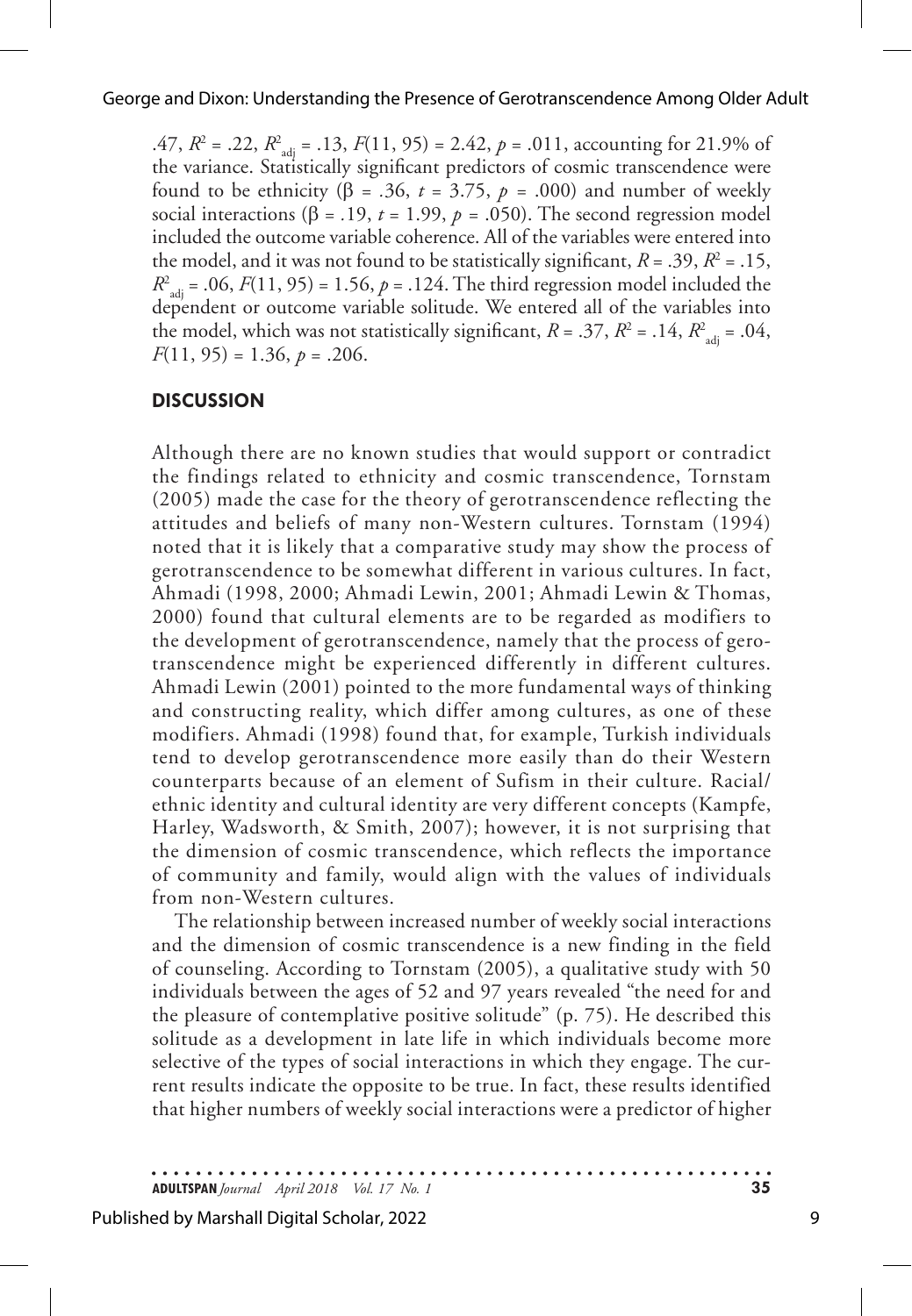.47, $R^2$ = .22, $R^2_{adj}$ = .13, $F$(11, 95) = 2.42, $p$ = .011, accounting for 21.9% of the variance. Statistically significant predictors of cosmic transcendence were found to be ethnicity ($\beta$ = .36, $t$ = 3.75, $p$ = .000) and number of weekly social interactions ($\beta$ = .19, $t$ = 1.99, $p$ = .050). The second regression model included the outcome variable coherence. All of the variables were entered into the model, and it was not found to be statistically significant, $R$ = .39, $R^2$ = .15, $R^2_{adj}$ = .06, $F$(11, 95) = 1.56, $p$ = .124. The third regression model included the dependent or outcome variable solitude. We entered all of the variables into the model, which was not statistically significant, $R$ = .37, $R^2$ = .14, $R^2_{adj}$ = .04, $F$(11, 95) = 1.36, $p$ = .206.

## DISCUSSION

Although there are no known studies that would support or contradict the findings related to ethnicity and cosmic transcendence, Tornstam (2005) made the case for the theory of gerotranscendence reflecting the attitudes and beliefs of many non-Western cultures. Tornstam (1994) noted that it is likely that a comparative study may show the process of gerotranscendence to be somewhat different in various cultures. In fact, Ahmadi (1998, 2000; Ahmadi Lewin, 2001; Ahmadi Lewin & Thomas, 2000) found that cultural elements are to be regarded as modifiers to the development of gerotranscendence, namely that the process of gerotranscendence might be experienced differently in different cultures. Ahmadi Lewin (2001) pointed to the more fundamental ways of thinking and constructing reality, which differ among cultures, as one of these modifiers. Ahmadi (1998) found that, for example, Turkish individuals tend to develop gerotranscendence more easily than do their Western counterparts because of an element of Sufism in their culture. Racial/ethnic identity and cultural identity are very different concepts (Kampfe, Harley, Wadsworth, & Smith, 2007); however, it is not surprising that the dimension of cosmic transcendence, which reflects the importance of community and family, would align with the values of individuals from non-Western cultures.

The relationship between increased number of weekly social interactions and the dimension of cosmic transcendence is a new finding in the field of counseling. According to Tornstam (2005), a qualitative study with 50 individuals between the ages of 52 and 97 years revealed "the need for and the pleasure of contemplative positive solitude" (p. 75). He described this solitude as a development in late life in which individuals become more selective of the types of social interactions in which they engage. The current results indicate the opposite to be true. In fact, these results identified that higher numbers of weekly social interactions were a predictor of higher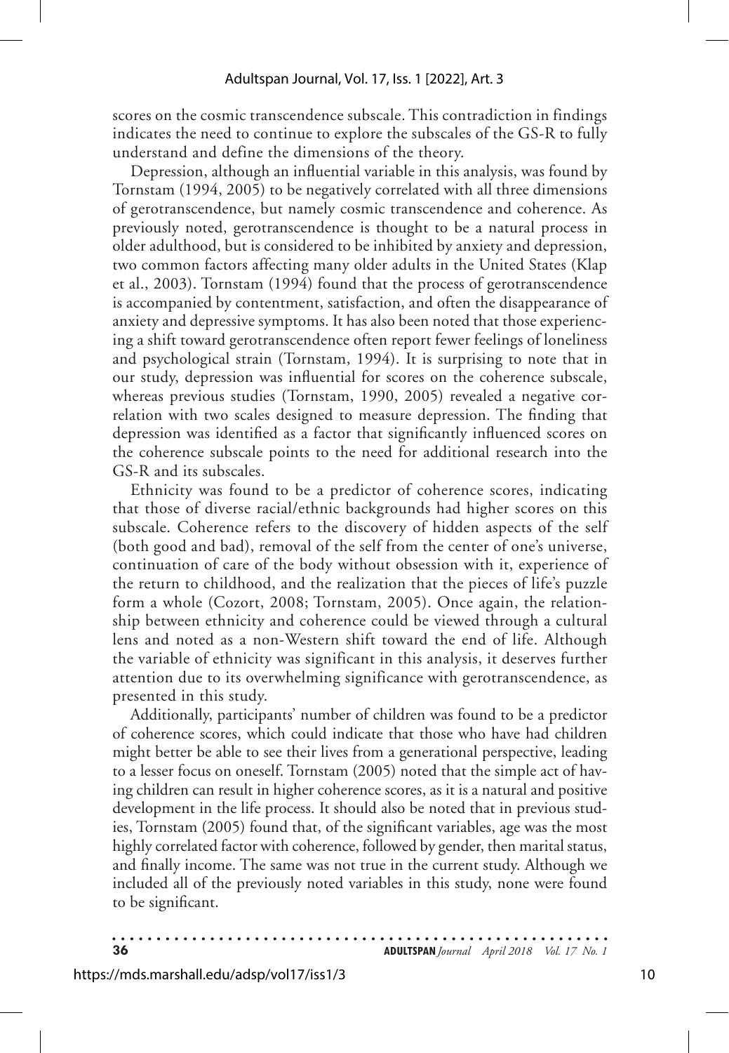scores on the cosmic transcendence subscale. This contradiction in findings indicates the need to continue to explore the subscales of the GS-R to fully understand and define the dimensions of the theory.

Depression, although an influential variable in this analysis, was found by Tornstam (1994, 2005) to be negatively correlated with all three dimensions of gerotranscendence, but namely cosmic transcendence and coherence. As previously noted, gerotranscendence is thought to be a natural process in older adulthood, but is considered to be inhibited by anxiety and depression, two common factors affecting many older adults in the United States (Klap et al., 2003). Tornstam (1994) found that the process of gerotranscendence is accompanied by contentment, satisfaction, and often the disappearance of anxiety and depressive symptoms. It has also been noted that those experiencing a shift toward gerotranscendence often report fewer feelings of loneliness and psychological strain (Tornstam, 1994). It is surprising to note that in our study, depression was influential for scores on the coherence subscale, whereas previous studies (Tornstam, 1990, 2005) revealed a negative correlation with two scales designed to measure depression. The finding that depression was identified as a factor that significantly influenced scores on the coherence subscale points to the need for additional research into the GS-R and its subscales.

Ethnicity was found to be a predictor of coherence scores, indicating that those of diverse racial/ethnic backgrounds had higher scores on this subscale. Coherence refers to the discovery of hidden aspects of the self (both good and bad), removal of the self from the center of one's universe, continuation of care of the body without obsession with it, experience of the return to childhood, and the realization that the pieces of life's puzzle form a whole (Cozort, 2008; Tornstam, 2005). Once again, the relationship between ethnicity and coherence could be viewed through a cultural lens and noted as a non-Western shift toward the end of life. Although the variable of ethnicity was significant in this analysis, it deserves further attention due to its overwhelming significance with gerotranscendence, as presented in this study.

Additionally, participants' number of children was found to be a predictor of coherence scores, which could indicate that those who have had children might better be able to see their lives from a generational perspective, leading to a lesser focus on oneself. Tornstam (2005) noted that the simple act of having children can result in higher coherence scores, as it is a natural and positive development in the life process. It should also be noted that in previous studies, Tornstam (2005) found that, of the significant variables, age was the most highly correlated factor with coherence, followed by gender, then marital status, and finally income. The same was not true in the current study. Although we included all of the previously noted variables in this study, none were found to be significant.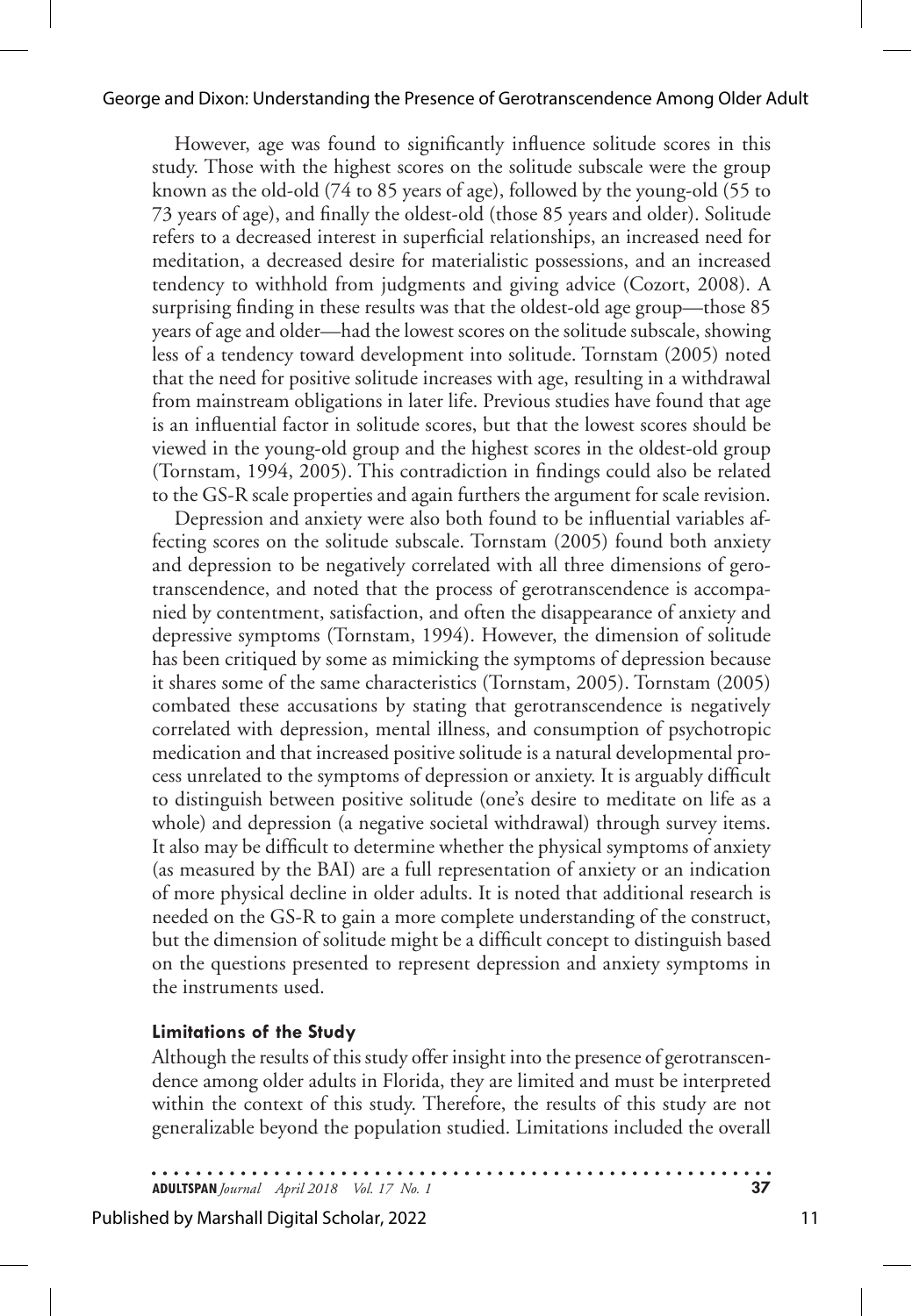However, age was found to significantly influence solitude scores in this study. Those with the highest scores on the solitude subscale were the group known as the old-old (74 to 85 years of age), followed by the young-old (55 to 73 years of age), and finally the oldest-old (those 85 years and older). Solitude refers to a decreased interest in superficial relationships, an increased need for meditation, a decreased desire for materialistic possessions, and an increased tendency to withhold from judgments and giving advice (Cozort, 2008). A surprising finding in these results was that the oldest-old age group—those 85 years of age and older—had the lowest scores on the solitude subscale, showing less of a tendency toward development into solitude. Tornstam (2005) noted that the need for positive solitude increases with age, resulting in a withdrawal from mainstream obligations in later life. Previous studies have found that age is an influential factor in solitude scores, but that the lowest scores should be viewed in the young-old group and the highest scores in the oldest-old group (Tornstam, 1994, 2005). This contradiction in findings could also be related to the GS-R scale properties and again furthers the argument for scale revision.

Depression and anxiety were also both found to be influential variables affecting scores on the solitude subscale. Tornstam (2005) found both anxiety and depression to be negatively correlated with all three dimensions of gerotranscendence, and noted that the process of gerotranscendence is accompanied by contentment, satisfaction, and often the disappearance of anxiety and depressive symptoms (Tornstam, 1994). However, the dimension of solitude has been critiqued by some as mimicking the symptoms of depression because it shares some of the same characteristics (Tornstam, 2005). Tornstam (2005) combated these accusations by stating that gerotranscendence is negatively correlated with depression, mental illness, and consumption of psychotropic medication and that increased positive solitude is a natural developmental process unrelated to the symptoms of depression or anxiety. It is arguably difficult to distinguish between positive solitude (one's desire to meditate on life as a whole) and depression (a negative societal withdrawal) through survey items. It also may be difficult to determine whether the physical symptoms of anxiety (as measured by the BAI) are a full representation of anxiety or an indication of more physical decline in older adults. It is noted that additional research is needed on the GS-R to gain a more complete understanding of the construct, but the dimension of solitude might be a difficult concept to distinguish based on the questions presented to represent depression and anxiety symptoms in the instruments used.

### Limitations of the Study

Although the results of this study offer insight into the presence of gerotranscendence among older adults in Florida, they are limited and must be interpreted within the context of this study. Therefore, the results of this study are not generalizable beyond the population studied. Limitations included the overall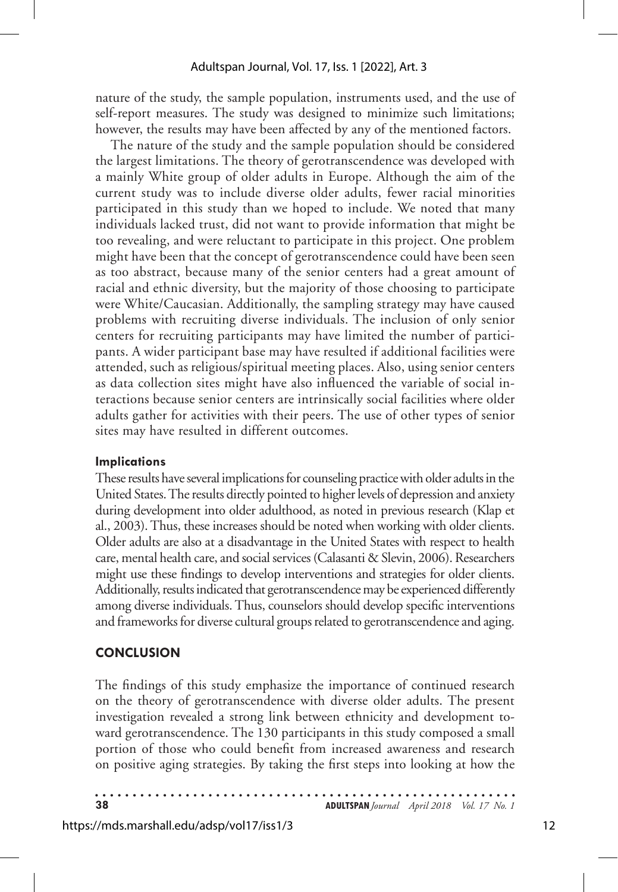nature of the study, the sample population, instruments used, and the use of self-report measures. The study was designed to minimize such limitations; however, the results may have been affected by any of the mentioned factors.

The nature of the study and the sample population should be considered the largest limitations. The theory of gerotranscendence was developed with a mainly White group of older adults in Europe. Although the aim of the current study was to include diverse older adults, fewer racial minorities participated in this study than we hoped to include. We noted that many individuals lacked trust, did not want to provide information that might be too revealing, and were reluctant to participate in this project. One problem might have been that the concept of gerotranscendence could have been seen as too abstract, because many of the senior centers had a great amount of racial and ethnic diversity, but the majority of those choosing to participate were White/Caucasian. Additionally, the sampling strategy may have caused problems with recruiting diverse individuals. The inclusion of only senior centers for recruiting participants may have limited the number of participants. A wider participant base may have resulted if additional facilities were attended, such as religious/spiritual meeting places. Also, using senior centers as data collection sites might have also influenced the variable of social interactions because senior centers are intrinsically social facilities where older adults gather for activities with their peers. The use of other types of senior sites may have resulted in different outcomes.

### Implications

These results have several implications for counseling practice with older adults in the United States. The results directly pointed to higher levels of depression and anxiety during development into older adulthood, as noted in previous research (Klap et al., 2003). Thus, these increases should be noted when working with older clients. Older adults are also at a disadvantage in the United States with respect to health care, mental health care, and social services (Calasanti & Slevin, 2006). Researchers might use these findings to develop interventions and strategies for older clients. Additionally, results indicated that gerotranscendence may be experienced differently among diverse individuals. Thus, counselors should develop specific interventions and frameworks for diverse cultural groups related to gerotranscendence and aging.

## CONCLUSION

The findings of this study emphasize the importance of continued research on the theory of gerotranscendence with diverse older adults. The present investigation revealed a strong link between ethnicity and development toward gerotranscendence. The 130 participants in this study composed a small portion of those who could benefit from increased awareness and research on positive aging strategies. By taking the first steps into looking at how the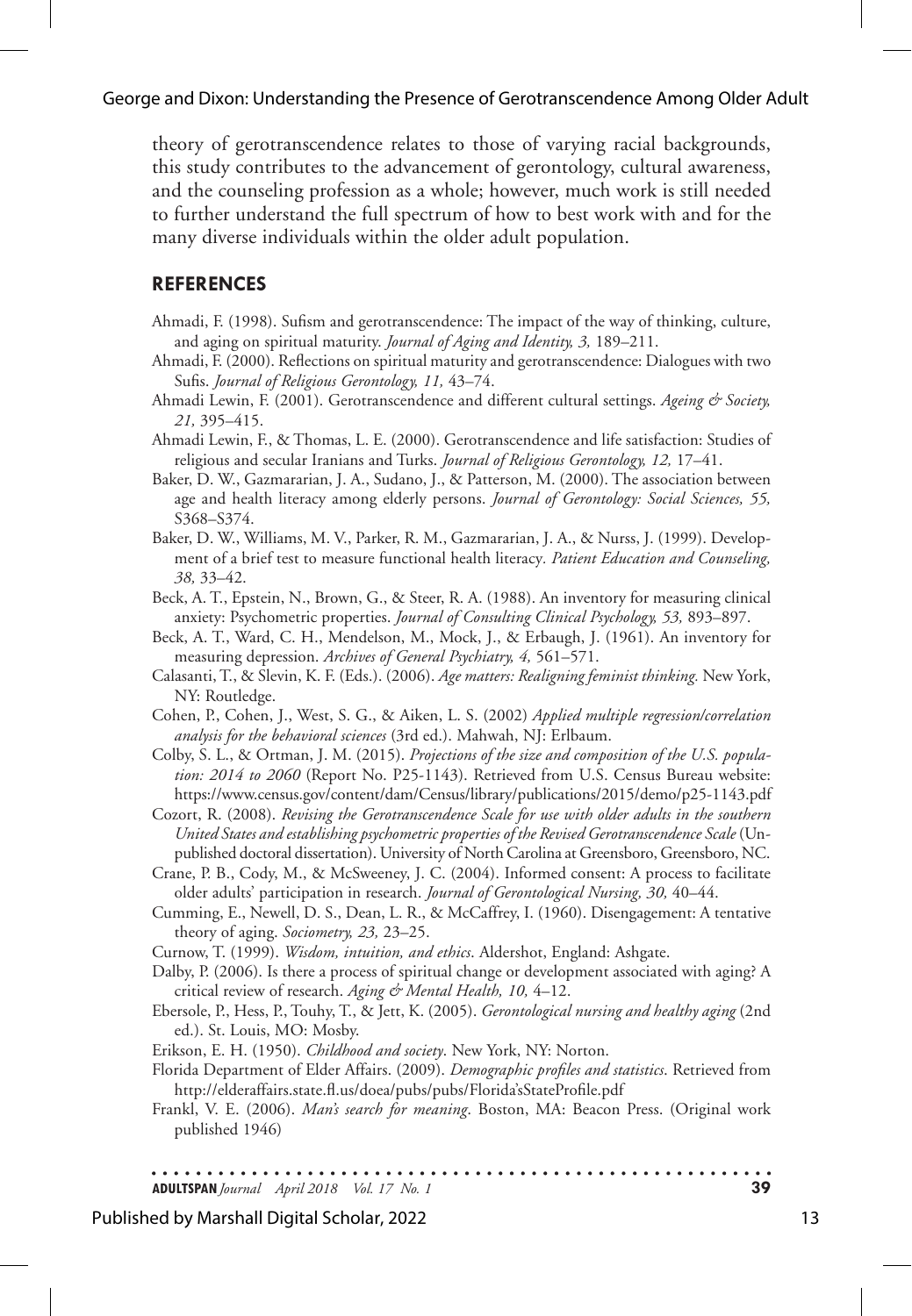theory of gerotranscendence relates to those of varying racial backgrounds, this study contributes to the advancement of gerontology, cultural awareness, and the counseling profession as a whole; however, much work is still needed to further understand the full spectrum of how to best work with and for the many diverse individuals within the older adult population.

## REFERENCES

Ahmadi, F. (1998). Sufism and gerotranscendence: The impact of the way of thinking, culture, and aging on spiritual maturity. *Journal of Aging and Identity, 3,* 189–211.

Ahmadi, F. (2000). Reflections on spiritual maturity and gerotranscendence: Dialogues with two Sufis. *Journal of Religious Gerontology, 11,* 43–74.

Ahmadi Lewin, F. (2001). Gerotranscendence and different cultural settings. *Ageing & Society, 21,* 395–415.

Ahmadi Lewin, F., & Thomas, L. E. (2000). Gerotranscendence and life satisfaction: Studies of religious and secular Iranians and Turks. *Journal of Religious Gerontology, 12,* 17–41.

Baker, D. W., Gazmararian, J. A., Sudano, J., & Patterson, M. (2000). The association between age and health literacy among elderly persons. *Journal of Gerontology: Social Sciences, 55,* S368–S374.

Baker, D. W., Williams, M. V., Parker, R. M., Gazmararian, J. A., & Nurss, J. (1999). Development of a brief test to measure functional health literacy. *Patient Education and Counseling, 38,* 33–42.

Beck, A. T., Epstein, N., Brown, G., & Steer, R. A. (1988). An inventory for measuring clinical anxiety: Psychometric properties. *Journal of Consulting Clinical Psychology, 53,* 893–897.

Beck, A. T., Ward, C. H., Mendelson, M., Mock, J., & Erbaugh, J. (1961). An inventory for measuring depression. *Archives of General Psychiatry, 4,* 561–571.

Calasanti, T., & Slevin, K. F. (Eds.). (2006). *Age matters: Realigning feminist thinking.* New York, NY: Routledge.

Cohen, P., Cohen, J., West, S. G., & Aiken, L. S. (2002) *Applied multiple regression/correlation analysis for the behavioral sciences* (3rd ed.). Mahwah, NJ: Erlbaum.

Colby, S. L., & Ortman, J. M. (2015). *Projections of the size and composition of the U.S. population: 2014 to 2060* (Report No. P25-1143). Retrieved from U.S. Census Bureau website: https://www.census.gov/content/dam/Census/library/publications/2015/demo/p25-1143.pdf

Cozort, R. (2008). *Revising the Gerotranscendence Scale for use with older adults in the southern United States and establishing psychometric properties of the Revised Gerotranscendence Scale* (Unpublished doctoral dissertation). University of North Carolina at Greensboro, Greensboro, NC.

Crane, P. B., Cody, M., & McSweeney, J. C. (2004). Informed consent: A process to facilitate older adults' participation in research. *Journal of Gerontological Nursing, 30,* 40–44.

Cumming, E., Newell, D. S., Dean, L. R., & McCaffrey, I. (1960). Disengagement: A tentative theory of aging. *Sociometry, 23,* 23–25.

Curnow, T. (1999). *Wisdom, intuition, and ethics*. Aldershot, England: Ashgate.

Dalby, P. (2006). Is there a process of spiritual change or development associated with aging? A critical review of research. *Aging & Mental Health, 10,* 4–12.

Ebersole, P., Hess, P., Touhy, T., & Jett, K. (2005). *Gerontological nursing and healthy aging* (2nd ed.). St. Louis, MO: Mosby.

Erikson, E. H. (1950). *Childhood and society*. New York, NY: Norton.

Florida Department of Elder Affairs. (2009). *Demographic profiles and statistics*. Retrieved from http://elderaffairs.state.fl.us/doea/pubs/pubs/Florida'sStateProfile.pdf

Frankl, V. E. (2006). *Man's search for meaning*. Boston, MA: Beacon Press. (Original work published 1946)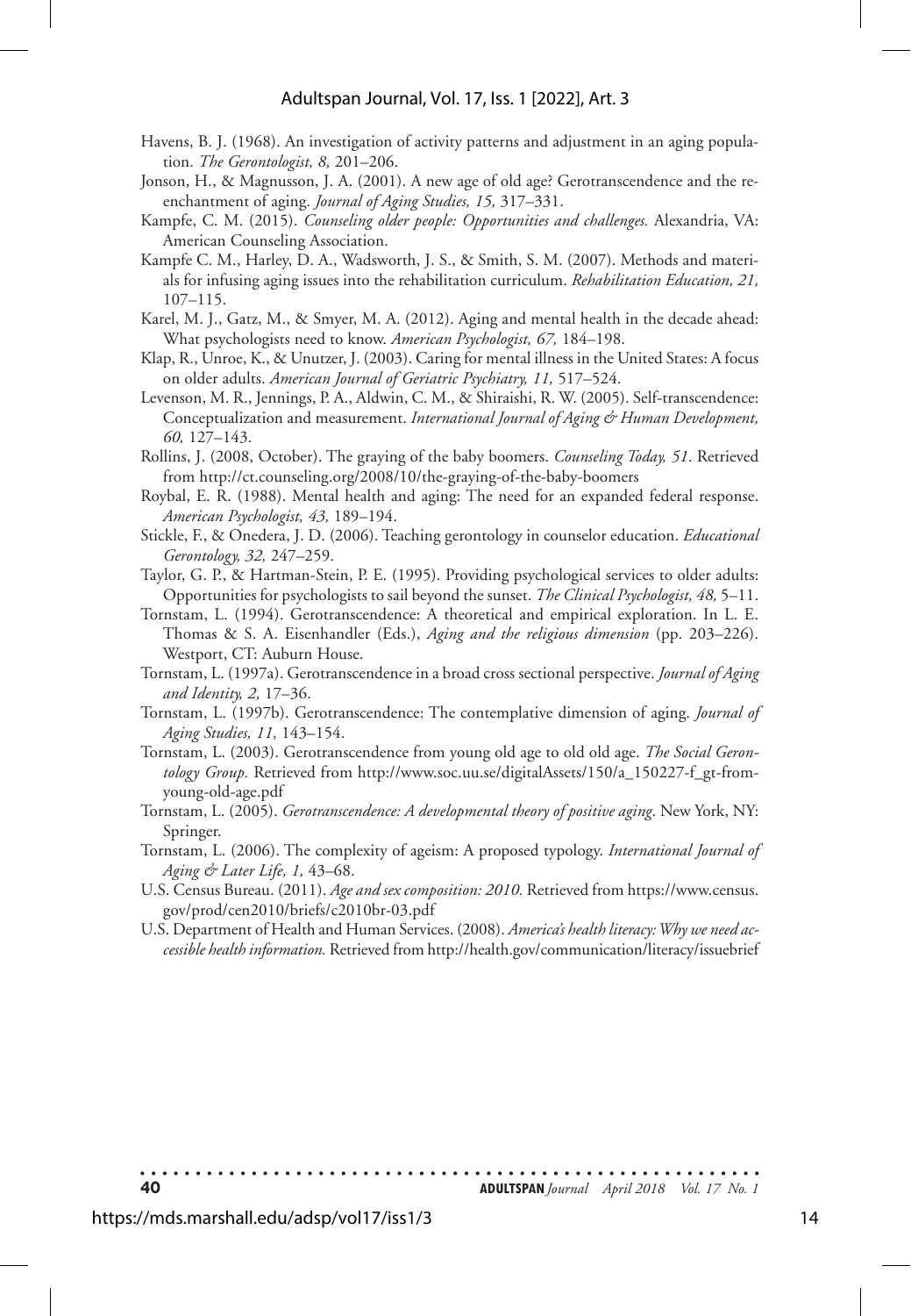Havens, B. J. (1968). An investigation of activity patterns and adjustment in an aging population. *The Gerontologist, 8,* 201–206.

Jonson, H., & Magnusson, J. A. (2001). A new age of old age? Gerotranscendence and the re-enchantment of aging. *Journal of Aging Studies, 15,* 317–331.

Kampfe, C. M. (2015). *Counseling older people: Opportunities and challenges.* Alexandria, VA: American Counseling Association.

Kampfe C. M., Harley, D. A., Wadsworth, J. S., & Smith, S. M. (2007). Methods and materials for infusing aging issues into the rehabilitation curriculum. *Rehabilitation Education, 21,* 107–115.

Karel, M. J., Gatz, M., & Smyer, M. A. (2012). Aging and mental health in the decade ahead: What psychologists need to know. *American Psychologist, 67,* 184–198.

Klap, R., Unroe, K., & Unutzer, J. (2003). Caring for mental illness in the United States: A focus on older adults. *American Journal of Geriatric Psychiatry, 11,* 517–524.

Levenson, M. R., Jennings, P. A., Aldwin, C. M., & Shiraishi, R. W. (2005). Self-transcendence: Conceptualization and measurement. *International Journal of Aging & Human Development, 60,* 127–143.

Rollins, J. (2008, October). The graying of the baby boomers. *Counseling Today, 51*. Retrieved from http://ct.counseling.org/2008/10/the-graying-of-the-baby-boomers

Roybal, E. R. (1988). Mental health and aging: The need for an expanded federal response. *American Psychologist, 43,* 189–194.

Stickle, F., & Onedera, J. D. (2006). Teaching gerontology in counselor education. *Educational Gerontology, 32,* 247–259.

Taylor, G. P., & Hartman-Stein, P. E. (1995). Providing psychological services to older adults: Opportunities for psychologists to sail beyond the sunset. *The Clinical Psychologist, 48,* 5–11.

Tornstam, L. (1994). Gerotranscendence: A theoretical and empirical exploration. In L. E. Thomas & S. A. Eisenhandler (Eds.), *Aging and the religious dimension* (pp. 203–226). Westport, CT: Auburn House.

Tornstam, L. (1997a). Gerotranscendence in a broad cross sectional perspective. *Journal of Aging and Identity, 2,* 17–36.

Tornstam, L. (1997b). Gerotranscendence: The contemplative dimension of aging. *Journal of Aging Studies, 11,* 143–154.

Tornstam, L. (2003). Gerotranscendence from young old age to old old age. *The Social Gerontology Group.* Retrieved from http://www.soc.uu.se/digitalAssets/150/a_150227-f_gt-from-young-old-age.pdf

Tornstam, L. (2005). *Gerotranscendence: A developmental theory of positive aging*. New York, NY: Springer.

Tornstam, L. (2006). The complexity of ageism: A proposed typology. *International Journal of Aging & Later Life, 1,* 43–68.

U.S. Census Bureau. (2011). *Age and sex composition: 2010.* Retrieved from https://www.census.gov/prod/cen2010/briefs/c2010br-03.pdf

U.S. Department of Health and Human Services. (2008). *America's health literacy: Why we need accessible health information.* Retrieved from http://health.gov/communication/literacy/issuebrief